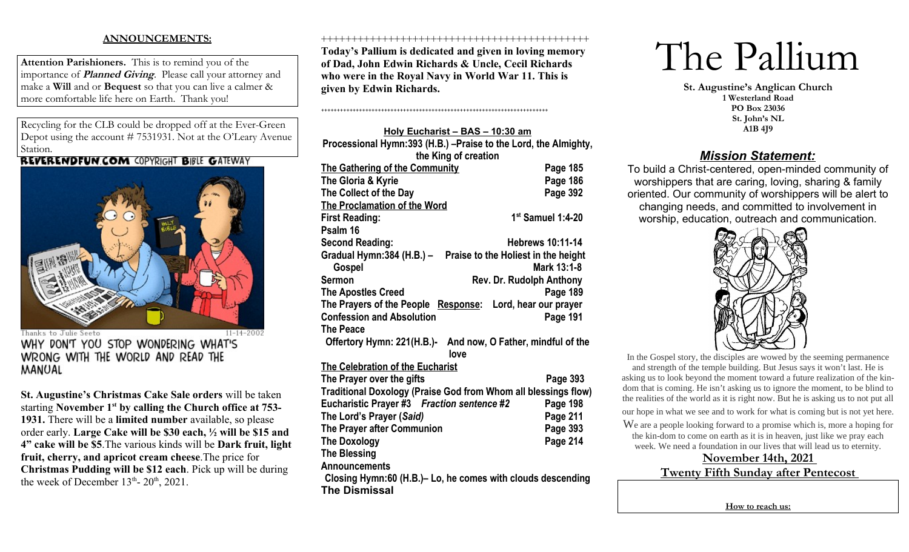## ANNOUNCEMENTS:

**Attention Parishioners.** This is to remind you of the importance of ***Planned Giving***. Please call your attorney and make a **Will** and or **Bequest** so that you can live a calmer & more comfortable life here on Earth. Thank you!

Recycling for the CLB could be dropped off at the Ever-Green Depot using the account # 7531931. Not at the O'Leary Avenue Station.

REVERENDFUN.COM COPYRIGHT BIBLE GATEWAY

Thanks to Julie Seeto 11-14-2002

WHY DON'T YOU STOP WONDERING WHAT'S WRONG WITH THE WORLD AND READ THE MANUAL

**St. Augustine's Christmas Cake Sale orders** will be taken starting **November 1st by calling the Church office at 753-1931.** There will be a **limited number** available, so please order early. **Large Cake will be $30 each, ½ will be $15 and 4" cake will be $5**. The various kinds will be **Dark fruit, light fruit, cherry, and apricot cream cheese**. The price for **Christmas Pudding will be $12 each**. Pick up will be during the week of December 13th- 20th, 2021.

++++++++++++++++++++++++++++++++++++++++++++

**Today's Pallium is dedicated and given in loving memory of Dad, John Edwin Richards & Uncle, Cecil Richards who were in the Royal Navy in World War 11. This is given by Edwin Richards.**

++++++++++++++++++++++++++++++++++++++++++++

**Holy Eucharist – BAS – 10:30 am**

**Processional Hymn:393 (H.B.) –Praise to the Lord, the Almighty, the King of creation**

| | |
|---|---|
| **The Gathering of the Community** | **Page 185** |
| **The Gloria & Kyrie** | **Page 186** |
| **The Collect of the Day** | **Page 392** |
| **The Proclamation of the Word** | |
| **First Reading:** | **1st Samuel 1:4-20** |
| **Psalm 16** | |
| **Second Reading:** | **Hebrews 10:11-14** |
| **Gradual Hymn:384 (H.B.) –** | **Praise to the Holiest in the height** |
| **Gospel** | **Mark 13:1-8** |
| **Sermon** | **Rev. Dr. Rudolph Anthony** |
| **The Apostles Creed** | **Page 189** |
| **The Prayers of the People Response:** | **Lord, hear our prayer** |
| **Confession and Absolution** | **Page 191** |
| **The Peace** | |
| **Offertory Hymn: 221(H.B.)-** | **And now, O Father, mindful of the love** |
| **The Celebration of the Eucharist** | |
| **The Prayer over the gifts** | **Page 393** |
| **Traditional Doxology (Praise God from Whom all blessings flow)** | |
| **Eucharistic Prayer #3 *Fraction sentence #2*** | **Page 198** |
| **The Lord's Prayer (*Said)*** | **Page 211** |
| **The Prayer after Communion** | **Page 393** |
| **The Doxology** | **Page 214** |
| **The Blessing** | |
| **Announcements** | |

**Closing Hymn:60 (H.B.)– Lo, he comes with clouds descending**

**The Dismissal**

# The Pallium

**St. Augustine's Anglican Church**
**1 Westerland Road**
**PO Box 23036**
**St. John's NL**
**A1B 4J9**

## ***Mission Statement:***

To build a Christ-centered, open-minded community of worshippers that are caring, loving, sharing & family oriented. Our community of worshippers will be alert to changing needs, and committed to involvement in worship, education, outreach and communication.

In the Gospel story, the disciples are wowed by the seeming permanence and strength of the temple building. But Jesus says it won't last. He is asking us to look beyond the moment toward a future realization of the kin-dom that is coming. He isn't asking us to ignore the moment, to be blind to the realities of the world as it is right now. But he is asking us to not put all our hope in what we see and to work for what is coming but is not yet here.

We are a people looking forward to a promise which is, more a hoping for the kin-dom to come on earth as it is in heaven, just like we pray each week. We need a foundation in our lives that will lead us to eternity.

**November 14th, 2021**

**Twenty Fifth Sunday after Pentecost**

**How to reach us:**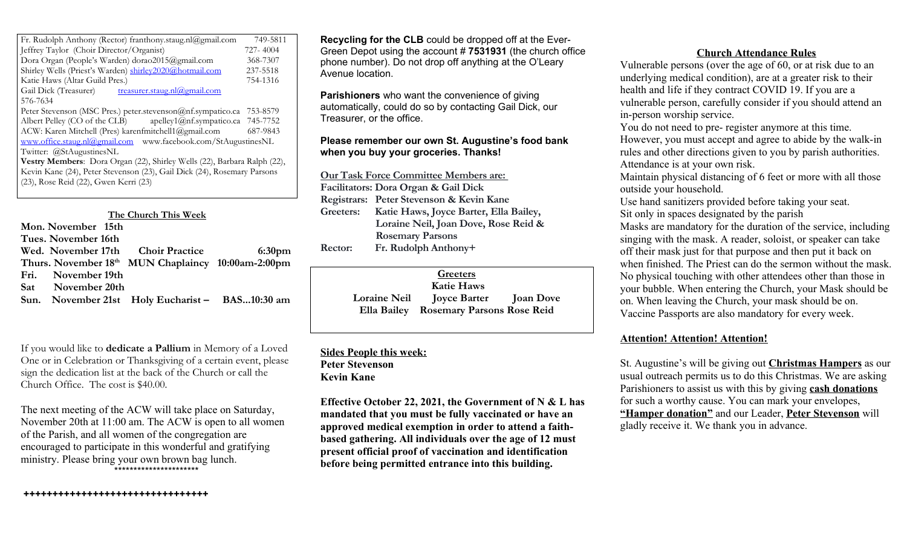Fr. Rudolph Anthony (Rector) franthony.staug.nl@gmail.com 749-5811
Jeffrey Taylor (Choir Director/Organist) 727- 4004
Dora Organ (People's Warden) dorao2015@gmail.com 368-7307
Shirley Wells (Priest's Warden) shirley2020@hotmail.com 237-5518
Katie Haws (Altar Guild Pres.) 754-1316
Gail Dick (Treasurer) treasurer.staug.nl@gmail.com 576-7634
Peter Stevenson (MSC Pres.) peter.stevenson@nf.sympatico.ca 753-8579
Albert Pelley (CO of the CLB) apelley1@nf.sympatico.ca 745-7752
ACW: Karen Mitchell (Pres) karenfmitchell1@gmail.com 687-9843
www.office.staug.nl@gmail.com www.facebook.com/StAugustinesNL
Twitter: @StAugustinesNL
**Vestry Members**: Dora Organ (22), Shirley Wells (22), Barbara Ralph (22), Kevin Kane (24), Peter Stevenson (23), Gail Dick (24), Rosemary Parsons (23), Rose Reid (22), Gwen Kerri (23)

## The Church This Week

| | | |
|---|---|---|
| **Mon. November 15th** | | |
| **Tues. November 16th** | | |
| **Wed. November 17th** | **Choir Practice** | **6:30pm** |
| **Thurs. November 18th** | **MUN Chaplaincy** | **10:00am-2:00pm** |
| **Fri. November 19th** | | |
| **Sat November 20th** | | |
| **Sun. November 21st** | **Holy Eucharist –** | **BAS...10:30 am** |

If you would like to **dedicate a Pallium** in Memory of a Loved One or in Celebration or Thanksgiving of a certain event, please sign the dedication list at the back of the Church or call the Church Office. The cost is $40.00.

The next meeting of the ACW will take place on Saturday, November 20th at 11:00 am. The ACW is open to all women of the Parish, and all women of the congregation are encouraged to participate in this wonderful and gratifying ministry. Please bring your own brown bag lunch.

*********************

**+++++++++++++++++++++++++++++++++**

**Recycling for the CLB** could be dropped off at the Ever-Green Depot using the account # **7531931** (the church office phone number). Do not drop off anything at the O'Leary Avenue location.

**Parishioners** who want the convenience of giving automatically, could do so by contacting Gail Dick, our Treasurer, or the office.

**Please remember our own St. Augustine's food bank when you buy your groceries. Thanks!**

**Our Task Force Committee Members are:**
**Facilitators: Dora Organ & Gail Dick**
**Registrars: Peter Stevenson & Kevin Kane**
**Greeters: Katie Haws, Joyce Barter, Ella Bailey, Loraine Neil, Joan Dove, Rose Reid & Rosemary Parsons**
**Rector: Fr. Rudolph Anthony+**

**Greeters**
**Katie Haws**
**Loraine Neil Joyce Barter Joan Dove**
**Ella Bailey Rosemary Parsons Rose Reid**

**Sides People this week:**
**Peter Stevenson**
**Kevin Kane**

**Effective October 22, 2021, the Government of N & L has mandated that you must be fully vaccinated or have an approved medical exemption in order to attend a faith-based gathering. All individuals over the age of 12 must present official proof of vaccination and identification before being permitted entrance into this building.**

## Church Attendance Rules

Vulnerable persons (over the age of 60, or at risk due to an underlying medical condition), are at a greater risk to their health and life if they contract COVID 19. If you are a vulnerable person, carefully consider if you should attend an in-person worship service.
You do not need to pre- register anymore at this time. However, you must accept and agree to abide by the walk-in rules and other directions given to you by parish authorities. Attendance is at your own risk.
Maintain physical distancing of 6 feet or more with all those outside your household.
Use hand sanitizers provided before taking your seat.
Sit only in spaces designated by the parish
Masks are mandatory for the duration of the service, including singing with the mask. A reader, soloist, or speaker can take off their mask just for that purpose and then put it back on when finished. The Priest can do the sermon without the mask.
No physical touching with other attendees other than those in your bubble. When entering the Church, your Mask should be on. When leaving the Church, your mask should be on.
Vaccine Passports are also mandatory for every week.

**Attention! Attention! Attention!**

St. Augustine's will be giving out **Christmas Hampers** as our usual outreach permits us to do this Christmas. We are asking Parishioners to assist us with this by giving **cash donations** for such a worthy cause. You can mark your envelopes, **"Hamper donation"** and our Leader, **Peter Stevenson** will gladly receive it. We thank you in advance.